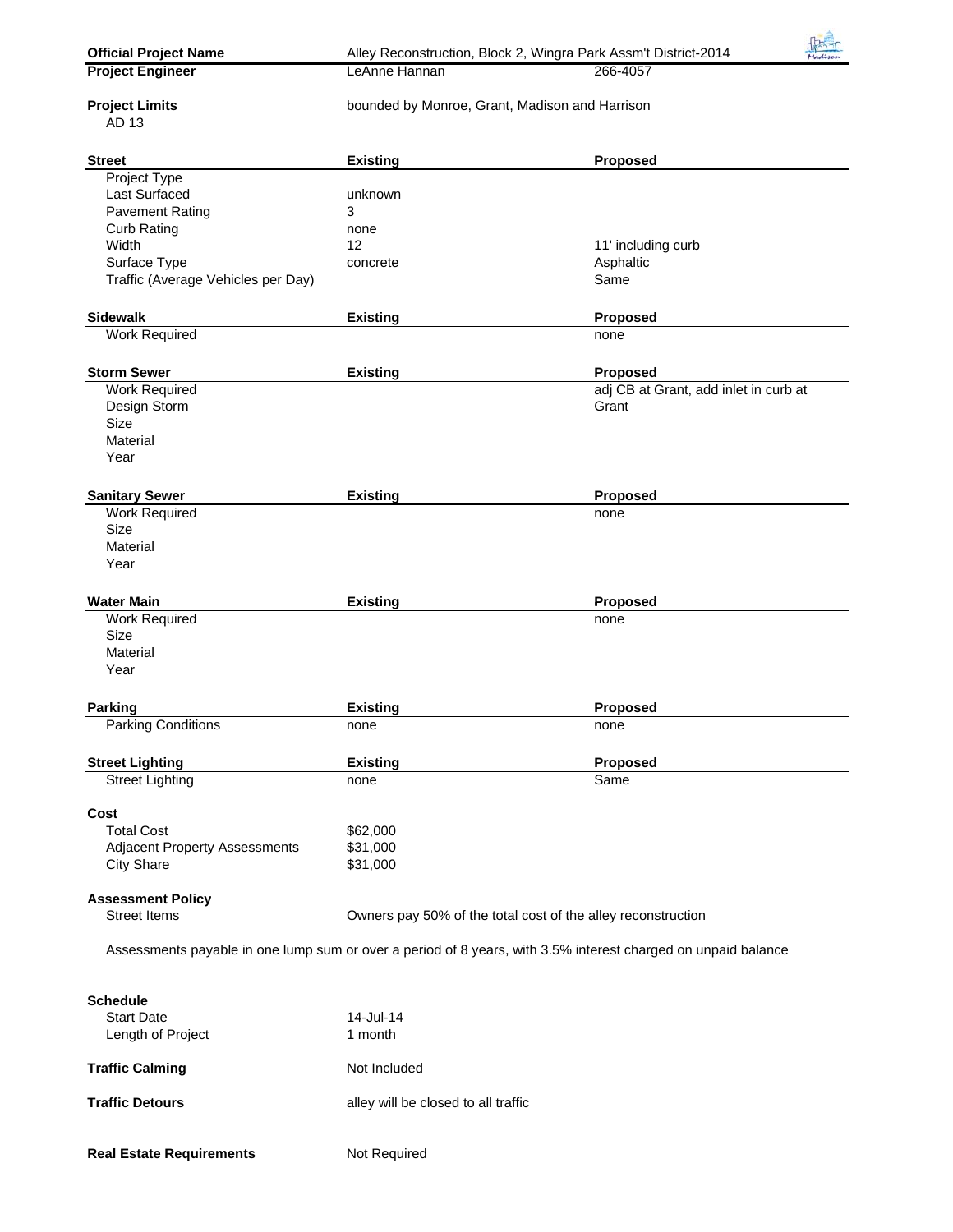| **Official Project Name** | Alley Reconstruction, Block 2, Wingra Park Assm't District-2014 | |
|---|---|---|
| **Project Engineer** | LeAnne Hannan | 266-4057 |

**Project Limits** — bounded by Monroe, Grant, Madison and Harrison

AD 13

| **Street** | **Existing** | **Proposed** |
|---|---|---|
| Project Type | | |
| Last Surfaced | unknown | |
| Pavement Rating | 3 | |
| Curb Rating | none | |
| Width | 12 | 11' including curb |
| Surface Type | concrete | Asphaltic |
| Traffic (Average Vehicles per Day) | | Same |

| **Sidewalk** | **Existing** | **Proposed** |
|---|---|---|
| Work Required | | none |

| **Storm Sewer** | **Existing** | **Proposed** |
|---|---|---|
| Work Required | | adj CB at Grant, add inlet in curb at Grant |
| Design Storm | | |
| Size | | |
| Material | | |
| Year | | |

| **Sanitary Sewer** | **Existing** | **Proposed** |
|---|---|---|
| Work Required | | none |
| Size | | |
| Material | | |
| Year | | |

| **Water Main** | **Existing** | **Proposed** |
|---|---|---|
| Work Required | | none |
| Size | | |
| Material | | |
| Year | | |

| **Parking** | **Existing** | **Proposed** |
|---|---|---|
| Parking Conditions | none | none |

| **Street Lighting** | **Existing** | **Proposed** |
|---|---|---|
| Street Lighting | none | Same |

**Cost**

| | |
|---|---|
| Total Cost | $62,000 |
| Adjacent Property Assessments | $31,000 |
| City Share | $31,000 |

**Assessment Policy**

Street Items — Owners pay 50% of the total cost of the alley reconstruction

Assessments payable in one lump sum or over a period of 8 years, with 3.5% interest charged on unpaid balance

**Schedule**

| | |
|---|---|
| Start Date | 14-Jul-14 |
| Length of Project | 1 month |

**Traffic Calming** — Not Included

**Traffic Detours** — alley will be closed to all traffic

**Real Estate Requirements** — Not Required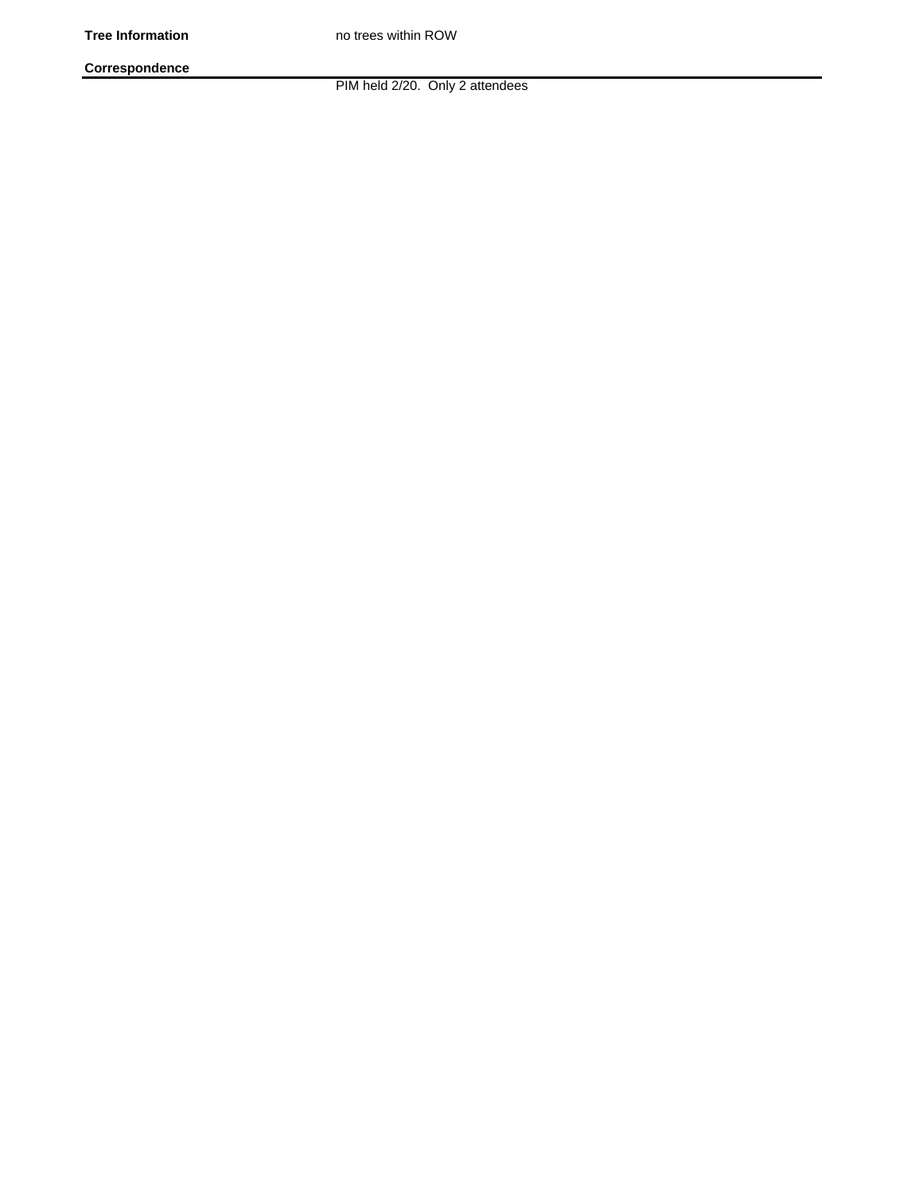**Tree Information** no trees within ROW

**Correspondence**

PIM held 2/20. Only 2 attendees